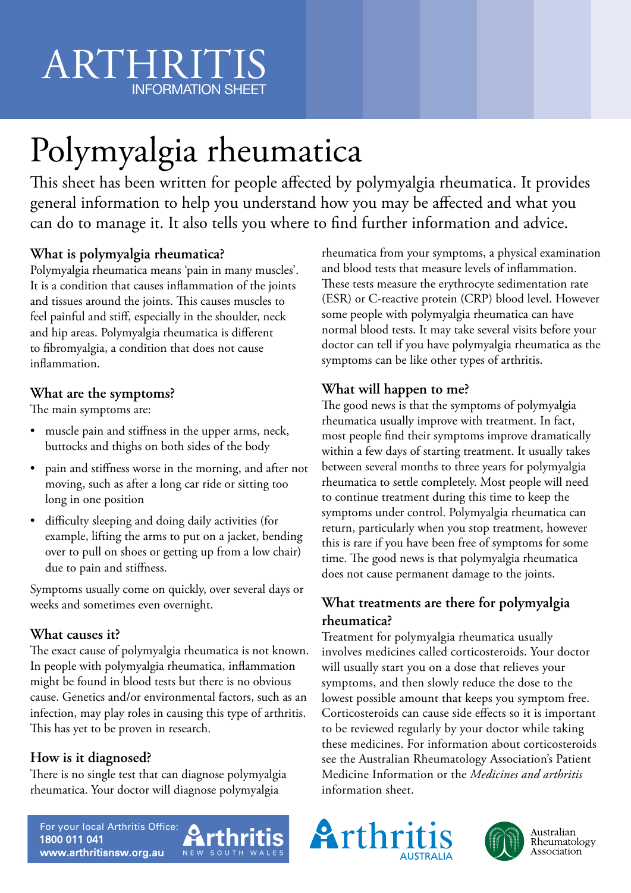ARTHRITIS
INFORMATION SHEET

# Polymyalgia rheumatica

This sheet has been written for people affected by polymyalgia rheumatica. It provides general information to help you understand how you may be affected and what you can do to manage it. It also tells you where to find further information and advice.

## What is polymyalgia rheumatica?

Polymyalgia rheumatica means 'pain in many muscles'. It is a condition that causes inflammation of the joints and tissues around the joints. This causes muscles to feel painful and stiff, especially in the shoulder, neck and hip areas. Polymyalgia rheumatica is different to fibromyalgia, a condition that does not cause inflammation.

## What are the symptoms?

The main symptoms are:

- muscle pain and stiffness in the upper arms, neck, buttocks and thighs on both sides of the body
- pain and stiffness worse in the morning, and after not moving, such as after a long car ride or sitting too long in one position
- difficulty sleeping and doing daily activities (for example, lifting the arms to put on a jacket, bending over to pull on shoes or getting up from a low chair) due to pain and stiffness.

Symptoms usually come on quickly, over several days or weeks and sometimes even overnight.

## What causes it?

The exact cause of polymyalgia rheumatica is not known. In people with polymyalgia rheumatica, inflammation might be found in blood tests but there is no obvious cause. Genetics and/or environmental factors, such as an infection, may play roles in causing this type of arthritis. This has yet to be proven in research.

## How is it diagnosed?

There is no single test that can diagnose polymyalgia rheumatica. Your doctor will diagnose polymyalgia rheumatica from your symptoms, a physical examination and blood tests that measure levels of inflammation. These tests measure the erythrocyte sedimentation rate (ESR) or C-reactive protein (CRP) blood level. However some people with polymyalgia rheumatica can have normal blood tests. It may take several visits before your doctor can tell if you have polymyalgia rheumatica as the symptoms can be like other types of arthritis.

## What will happen to me?

The good news is that the symptoms of polymyalgia rheumatica usually improve with treatment. In fact, most people find their symptoms improve dramatically within a few days of starting treatment. It usually takes between several months to three years for polymyalgia rheumatica to settle completely. Most people will need to continue treatment during this time to keep the symptoms under control. Polymyalgia rheumatica can return, particularly when you stop treatment, however this is rare if you have been free of symptoms for some time. The good news is that polymyalgia rheumatica does not cause permanent damage to the joints.

## What treatments are there for polymyalgia rheumatica?

Treatment for polymyalgia rheumatica usually involves medicines called corticosteroids. Your doctor will usually start you on a dose that relieves your symptoms, and then slowly reduce the dose to the lowest possible amount that keeps you symptom free. Corticosteroids can cause side effects so it is important to be reviewed regularly by your doctor while taking these medicines. For information about corticosteroids see the Australian Rheumatology Association's Patient Medicine Information or the *Medicines and arthritis* information sheet.

For your local Arthritis Office:
**1800 011 041**
**www.arthritisnsw.org.au**

Arthritis NEW SOUTH WALES

Arthritis AUSTRALIA

Australian Rheumatology Association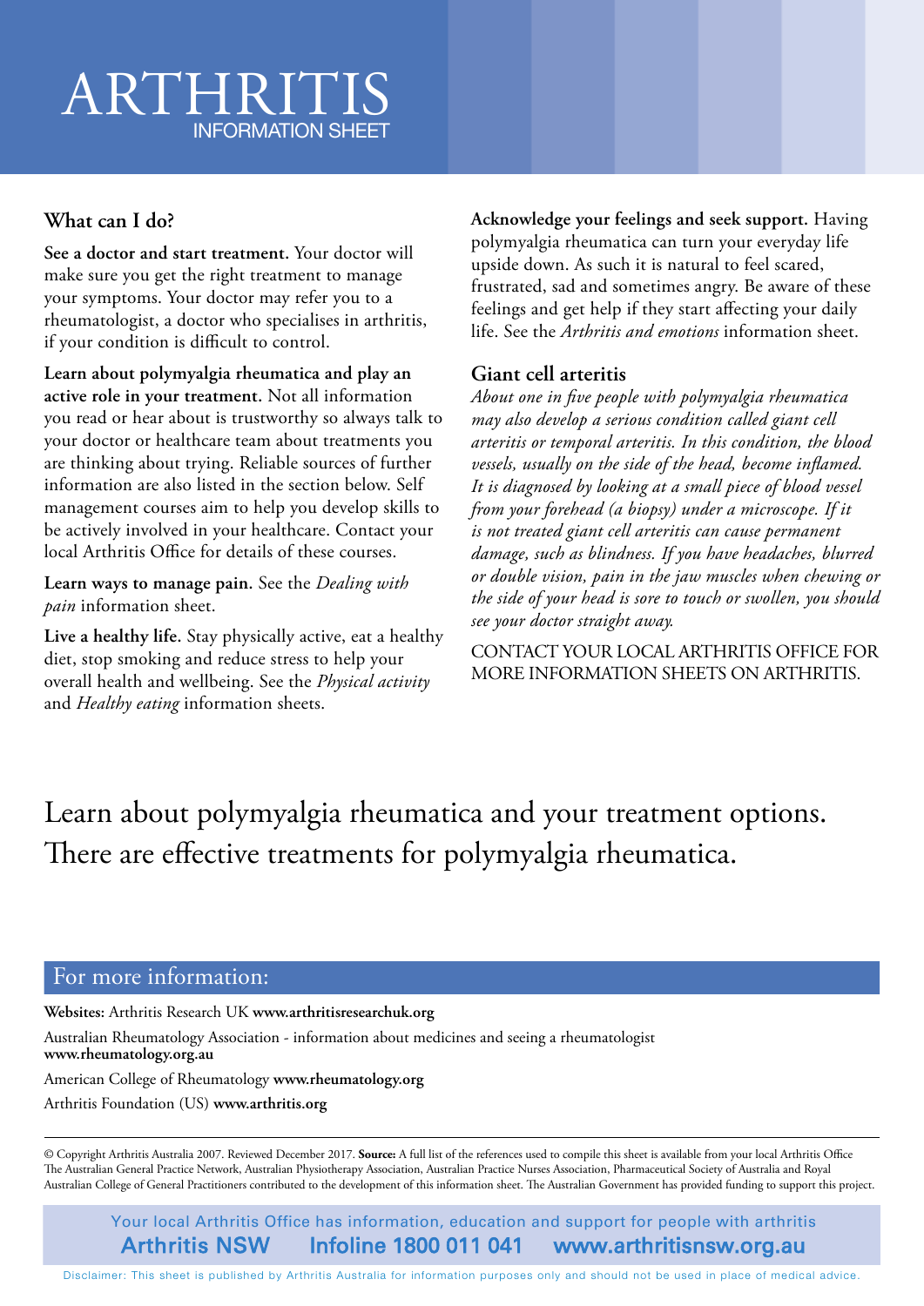# ARTHRITIS
INFORMATION SHEET

## What can I do?

**See a doctor and start treatment.** Your doctor will make sure you get the right treatment to manage your symptoms. Your doctor may refer you to a rheumatologist, a doctor who specialises in arthritis, if your condition is difficult to control.

**Learn about polymyalgia rheumatica and play an active role in your treatment.** Not all information you read or hear about is trustworthy so always talk to your doctor or healthcare team about treatments you are thinking about trying. Reliable sources of further information are also listed in the section below. Self management courses aim to help you develop skills to be actively involved in your healthcare. Contact your local Arthritis Office for details of these courses.

**Learn ways to manage pain.** See the *Dealing with pain* information sheet.

**Live a healthy life.** Stay physically active, eat a healthy diet, stop smoking and reduce stress to help your overall health and wellbeing. See the *Physical activity* and *Healthy eating* information sheets.

**Acknowledge your feelings and seek support.** Having polymyalgia rheumatica can turn your everyday life upside down. As such it is natural to feel scared, frustrated, sad and sometimes angry. Be aware of these feelings and get help if they start affecting your daily life. See the *Arthritis and emotions* information sheet.

## Giant cell arteritis

*About one in five people with polymyalgia rheumatica may also develop a serious condition called giant cell arteritis or temporal arteritis. In this condition, the blood vessels, usually on the side of the head, become inflamed. It is diagnosed by looking at a small piece of blood vessel from your forehead (a biopsy) under a microscope. If it is not treated giant cell arteritis can cause permanent damage, such as blindness. If you have headaches, blurred or double vision, pain in the jaw muscles when chewing or the side of your head is sore to touch or swollen, you should see your doctor straight away.*

CONTACT YOUR LOCAL ARTHRITIS OFFICE FOR MORE INFORMATION SHEETS ON ARTHRITIS.

Learn about polymyalgia rheumatica and your treatment options. There are effective treatments for polymyalgia rheumatica.

## For more information:

**Websites:** Arthritis Research UK **www.arthritisresearchuk.org**

Australian Rheumatology Association - information about medicines and seeing a rheumatologist **www.rheumatology.org.au**

American College of Rheumatology **www.rheumatology.org**

Arthritis Foundation (US) **www.arthritis.org**

© Copyright Arthritis Australia 2007. Reviewed December 2017. **Source:** A full list of the references used to compile this sheet is available from your local Arthritis Office The Australian General Practice Network, Australian Physiotherapy Association, Australian Practice Nurses Association, Pharmaceutical Society of Australia and Royal Australian College of General Practitioners contributed to the development of this information sheet. The Australian Government has provided funding to support this project.

Your local Arthritis Office has information, education and support for people with arthritis
**Arthritis NSW  Infoline 1800 011 041  www.arthritisnsw.org.au**

Disclaimer: This sheet is published by Arthritis Australia for information purposes only and should not be used in place of medical advice.